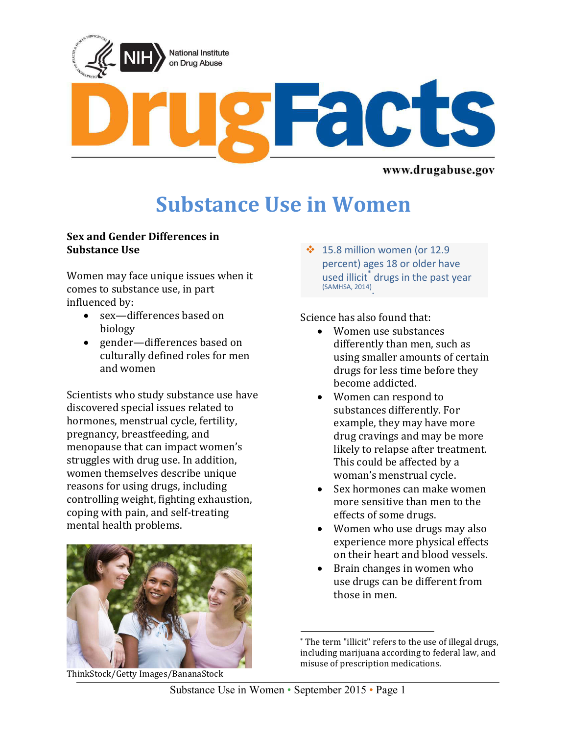National Institute on Drug Abuse

# DrugFacts

www.drugabuse.gov

# Substance Use in Women

## Sex and Gender Differences in Substance Use

Women may face unique issues when it comes to substance use, in part influenced by:

- sex—differences based on biology
- gender—differences based on culturally defined roles for men and women

Scientists who study substance use have discovered special issues related to hormones, menstrual cycle, fertility, pregnancy, breastfeeding, and menopause that can impact women's struggles with drug use. In addition, women themselves describe unique reasons for using drugs, including controlling weight, fighting exhaustion, coping with pain, and self-treating mental health problems.

ThinkStock/Getty Images/BananaStock

> ❖ 15.8 million women (or 12.9 percent) ages 18 or older have used illicit* drugs in the past year (SAMHSA, 2014).

Science has also found that:

- Women use substances differently than men, such as using smaller amounts of certain drugs for less time before they become addicted.
- Women can respond to substances differently. For example, they may have more drug cravings and may be more likely to relapse after treatment. This could be affected by a woman's menstrual cycle.
- Sex hormones can make women more sensitive than men to the effects of some drugs.
- Women who use drugs may also experience more physical effects on their heart and blood vessels.
- Brain changes in women who use drugs can be different from those in men.

\* The term "illicit" refers to the use of illegal drugs, including marijuana according to federal law, and misuse of prescription medications.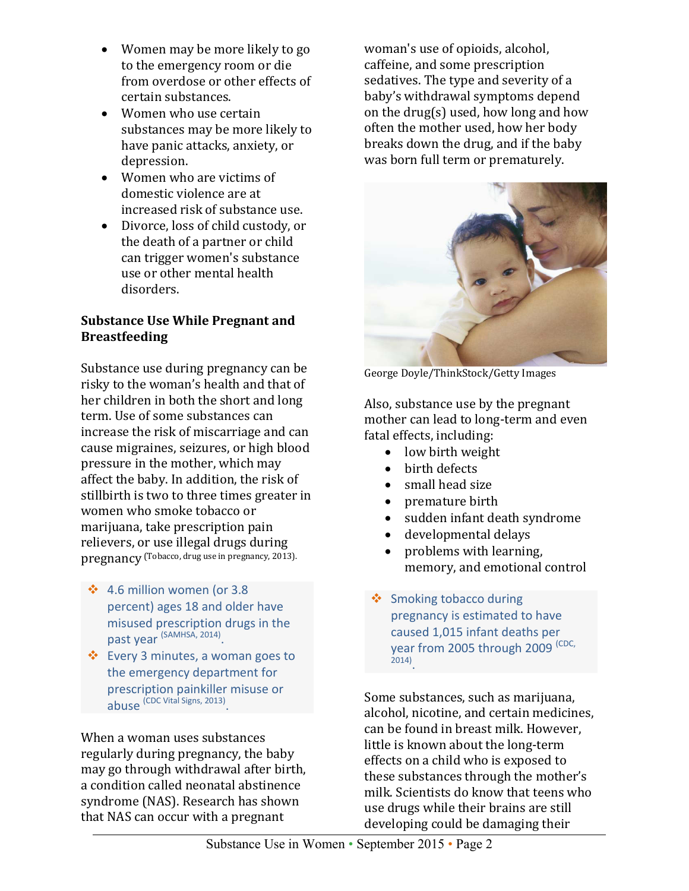- Women may be more likely to go to the emergency room or die from overdose or other effects of certain substances.
- Women who use certain substances may be more likely to have panic attacks, anxiety, or depression.
- Women who are victims of domestic violence are at increased risk of substance use.
- Divorce, loss of child custody, or the death of a partner or child can trigger women's substance use or other mental health disorders.

### Substance Use While Pregnant and Breastfeeding

Substance use during pregnancy can be risky to the woman's health and that of her children in both the short and long term. Use of some substances can increase the risk of miscarriage and can cause migraines, seizures, or high blood pressure in the mother, which may affect the baby. In addition, the risk of stillbirth is two to three times greater in women who smoke tobacco or marijuana, take prescription pain relievers, or use illegal drugs during pregnancy (Tobacco, drug use in pregnancy, 2013).

- 4.6 million women (or 3.8 percent) ages 18 and older have misused prescription drugs in the past year (SAMHSA, 2014).
- Every 3 minutes, a woman goes to the emergency department for prescription painkiller misuse or abuse (CDC Vital Signs, 2013).

When a woman uses substances regularly during pregnancy, the baby may go through withdrawal after birth, a condition called neonatal abstinence syndrome (NAS). Research has shown that NAS can occur with a pregnant woman's use of opioids, alcohol, caffeine, and some prescription sedatives. The type and severity of a baby's withdrawal symptoms depend on the drug(s) used, how long and how often the mother used, how her body breaks down the drug, and if the baby was born full term or prematurely.

George Doyle/ThinkStock/Getty Images

Also, substance use by the pregnant mother can lead to long-term and even fatal effects, including:

- low birth weight
- birth defects
- small head size
- premature birth
- sudden infant death syndrome
- developmental delays
- problems with learning, memory, and emotional control

- Smoking tobacco during pregnancy is estimated to have caused 1,015 infant deaths per year from 2005 through 2009 (CDC, 2014).

Some substances, such as marijuana, alcohol, nicotine, and certain medicines, can be found in breast milk. However, little is known about the long-term effects on a child who is exposed to these substances through the mother's milk. Scientists do know that teens who use drugs while their brains are still developing could be damaging their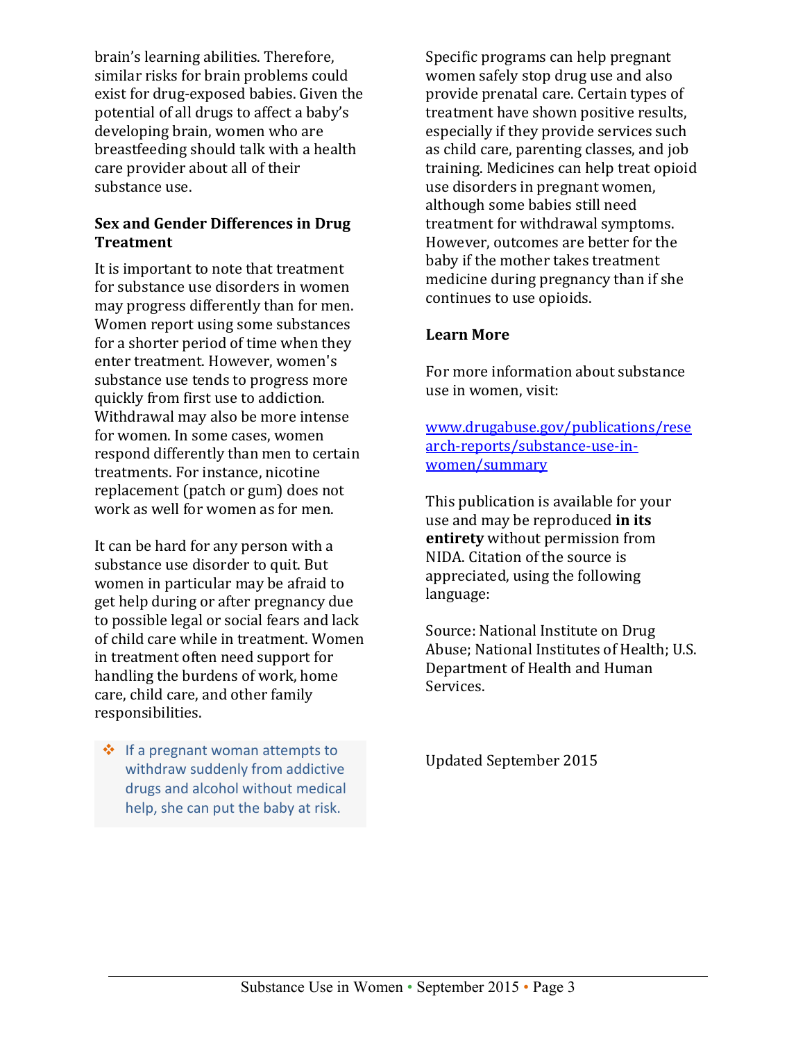brain's learning abilities. Therefore, similar risks for brain problems could exist for drug-exposed babies. Given the potential of all drugs to affect a baby's developing brain, women who are breastfeeding should talk with a health care provider about all of their substance use.

**Sex and Gender Differences in Drug Treatment**

It is important to note that treatment for substance use disorders in women may progress differently than for men. Women report using some substances for a shorter period of time when they enter treatment. However, women's substance use tends to progress more quickly from first use to addiction. Withdrawal may also be more intense for women. In some cases, women respond differently than men to certain treatments. For instance, nicotine replacement (patch or gum) does not work as well for women as for men.

It can be hard for any person with a substance use disorder to quit. But women in particular may be afraid to get help during or after pregnancy due to possible legal or social fears and lack of child care while in treatment. Women in treatment often need support for handling the burdens of work, home care, child care, and other family responsibilities.

- If a pregnant woman attempts to withdraw suddenly from addictive drugs and alcohol without medical help, she can put the baby at risk.

Specific programs can help pregnant women safely stop drug use and also provide prenatal care. Certain types of treatment have shown positive results, especially if they provide services such as child care, parenting classes, and job training. Medicines can help treat opioid use disorders in pregnant women, although some babies still need treatment for withdrawal symptoms. However, outcomes are better for the baby if the mother takes treatment medicine during pregnancy than if she continues to use opioids.

**Learn More**

For more information about substance use in women, visit:

[www.drugabuse.gov/publications/research-reports/substance-use-in-women/summary](www.drugabuse.gov/publications/research-reports/substance-use-in-women/summary)

This publication is available for your use and may be reproduced **in its entirety** without permission from NIDA. Citation of the source is appreciated, using the following language:

Source: National Institute on Drug Abuse; National Institutes of Health; U.S. Department of Health and Human Services.

Updated September 2015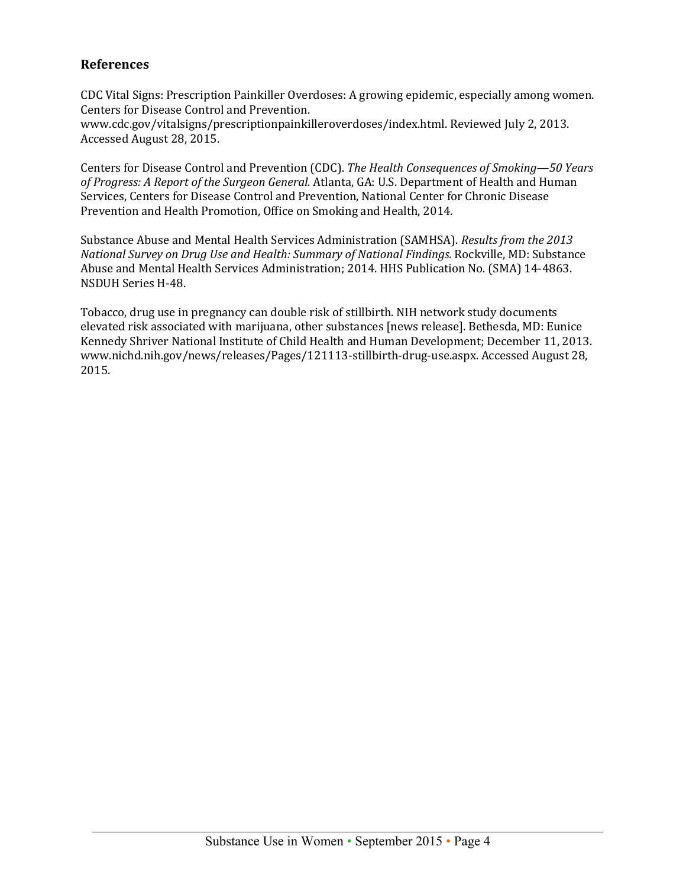## References

CDC Vital Signs: Prescription Painkiller Overdoses: A growing epidemic, especially among women. Centers for Disease Control and Prevention. www.cdc.gov/vitalsigns/prescriptionpainkilleroverdoses/index.html. Reviewed July 2, 2013. Accessed August 28, 2015.

Centers for Disease Control and Prevention (CDC). *The Health Consequences of Smoking—50 Years of Progress: A Report of the Surgeon General*. Atlanta, GA: U.S. Department of Health and Human Services, Centers for Disease Control and Prevention, National Center for Chronic Disease Prevention and Health Promotion, Office on Smoking and Health, 2014.

Substance Abuse and Mental Health Services Administration (SAMHSA). *Results from the 2013 National Survey on Drug Use and Health: Summary of National Findings.* Rockville, MD: Substance Abuse and Mental Health Services Administration; 2014. HHS Publication No. (SMA) 14-4863. NSDUH Series H-48.

Tobacco, drug use in pregnancy can double risk of stillbirth. NIH network study documents elevated risk associated with marijuana, other substances [news release]. Bethesda, MD: Eunice Kennedy Shriver National Institute of Child Health and Human Development; December 11, 2013. www.nichd.nih.gov/news/releases/Pages/121113-stillbirth-drug-use.aspx. Accessed August 28, 2015.